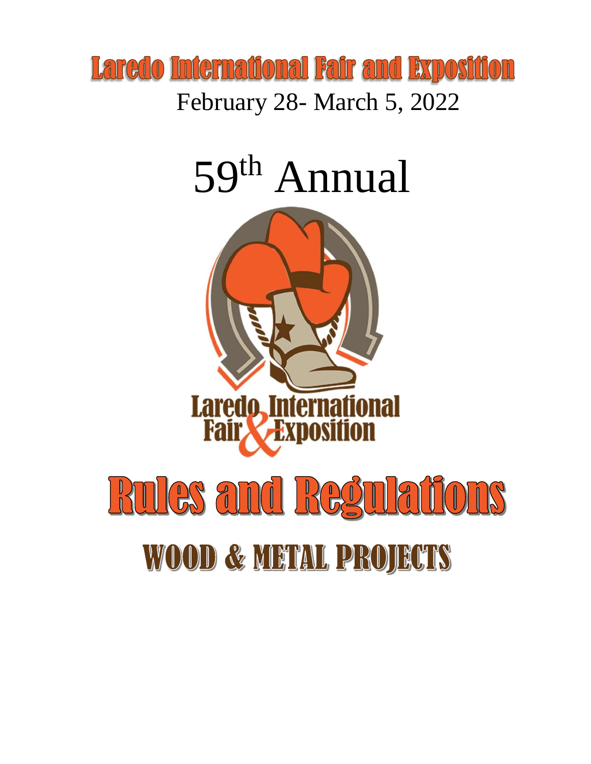# Laredo International Fair and Exposition

February 28- March 5, 2022

# 59th Annual

Laredo International Fair & Exposition

# Rules and Regulations

## WOOD & METAL PROJECTS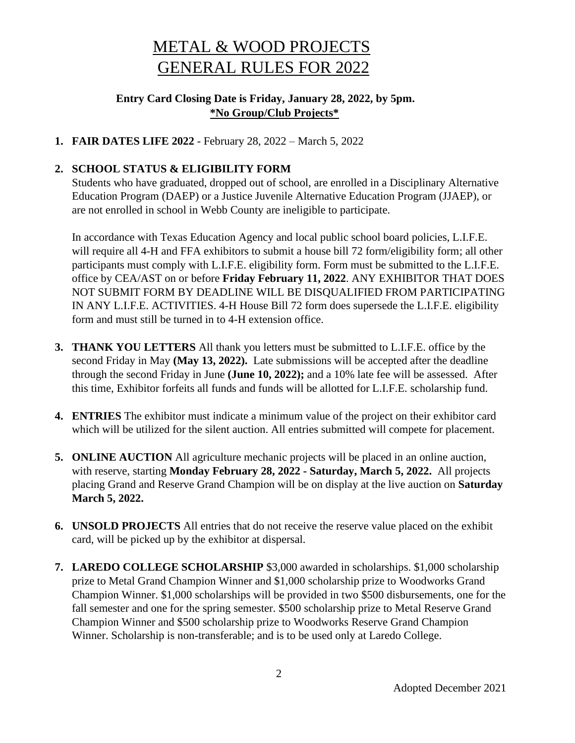# METAL & WOOD PROJECTS GENERAL RULES FOR 2022

**Entry Card Closing Date is Friday, January 28, 2022, by 5pm.**
**\*No Group/Club Projects\***

1. **FAIR DATES LIFE 2022** - February 28, 2022 – March 5, 2022

2. **SCHOOL STATUS & ELIGIBILITY FORM**
   Students who have graduated, dropped out of school, are enrolled in a Disciplinary Alternative Education Program (DAEP) or a Justice Juvenile Alternative Education Program (JJAEP), or are not enrolled in school in Webb County are ineligible to participate.

   In accordance with Texas Education Agency and local public school board policies, L.I.F.E. will require all 4-H and FFA exhibitors to submit a house bill 72 form/eligibility form; all other participants must comply with L.I.F.E. eligibility form. Form must be submitted to the L.I.F.E. office by CEA/AST on or before **Friday February 11, 2022**. ANY EXHIBITOR THAT DOES NOT SUBMIT FORM BY DEADLINE WILL BE DISQUALIFIED FROM PARTICIPATING IN ANY L.I.F.E. ACTIVITIES. 4-H House Bill 72 form does supersede the L.I.F.E. eligibility form and must still be turned in to 4-H extension office.

3. **THANK YOU LETTERS** All thank you letters must be submitted to L.I.F.E. office by the second Friday in May **(May 13, 2022).** Late submissions will be accepted after the deadline through the second Friday in June **(June 10, 2022);** and a 10% late fee will be assessed. After this time, Exhibitor forfeits all funds and funds will be allotted for L.I.F.E. scholarship fund.

4. **ENTRIES** The exhibitor must indicate a minimum value of the project on their exhibitor card which will be utilized for the silent auction. All entries submitted will compete for placement.

5. **ONLINE AUCTION** All agriculture mechanic projects will be placed in an online auction, with reserve, starting **Monday February 28, 2022 - Saturday, March 5, 2022.** All projects placing Grand and Reserve Grand Champion will be on display at the live auction on **Saturday March 5, 2022.**

6. **UNSOLD PROJECTS** All entries that do not receive the reserve value placed on the exhibit card, will be picked up by the exhibitor at dispersal.

7. **LAREDO COLLEGE SCHOLARSHIP** $3,000 awarded in scholarships. $1,000 scholarship prize to Metal Grand Champion Winner and $1,000 scholarship prize to Woodworks Grand Champion Winner. $1,000 scholarships will be provided in two $500 disbursements, one for the fall semester and one for the spring semester. $500 scholarship prize to Metal Reserve Grand Champion Winner and $500 scholarship prize to Woodworks Reserve Grand Champion Winner. Scholarship is non-transferable; and is to be used only at Laredo College.

Adopted December 2021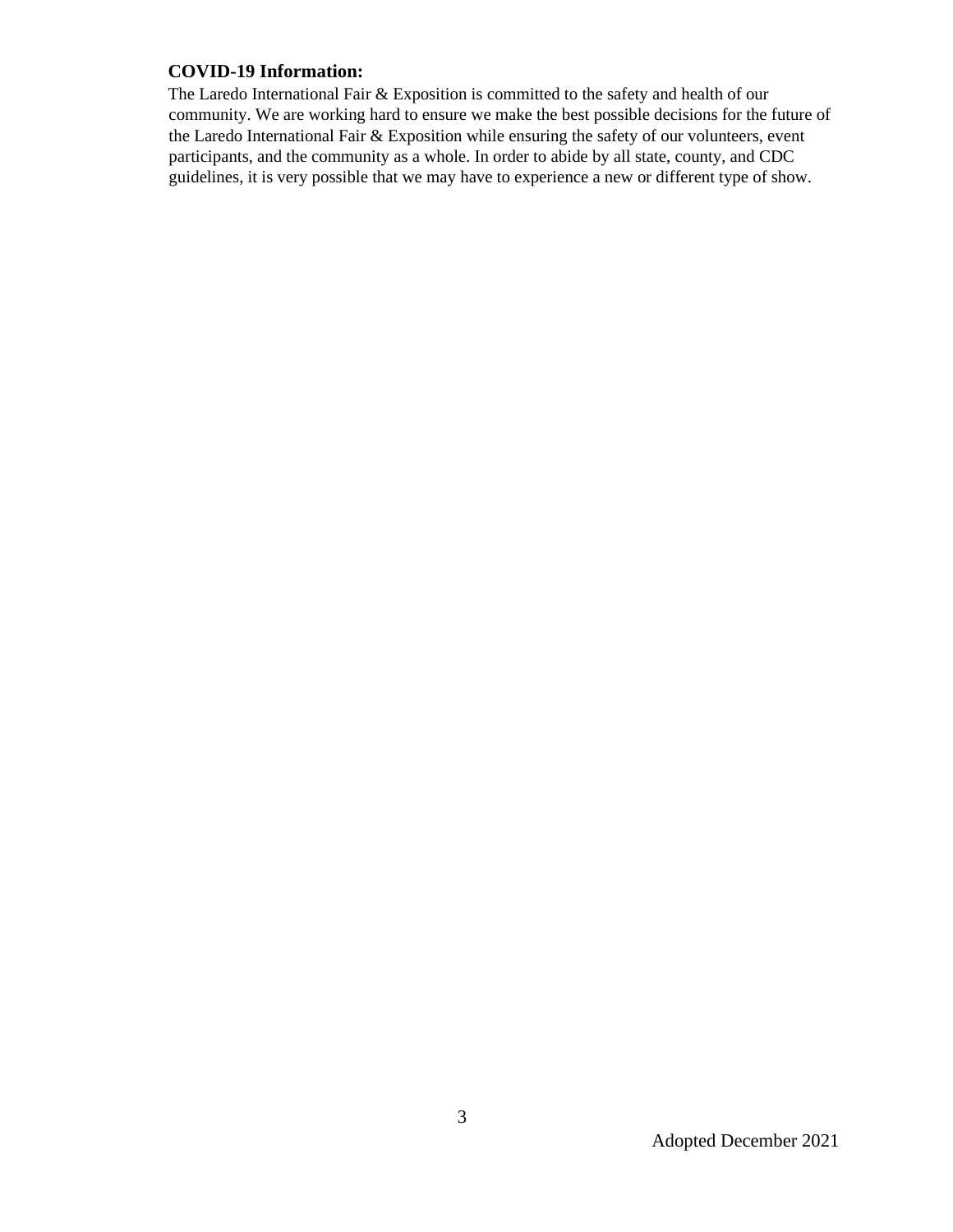## COVID-19 Information:

The Laredo International Fair & Exposition is committed to the safety and health of our community. We are working hard to ensure we make the best possible decisions for the future of the Laredo International Fair & Exposition while ensuring the safety of our volunteers, event participants, and the community as a whole. In order to abide by all state, county, and CDC guidelines, it is very possible that we may have to experience a new or different type of show.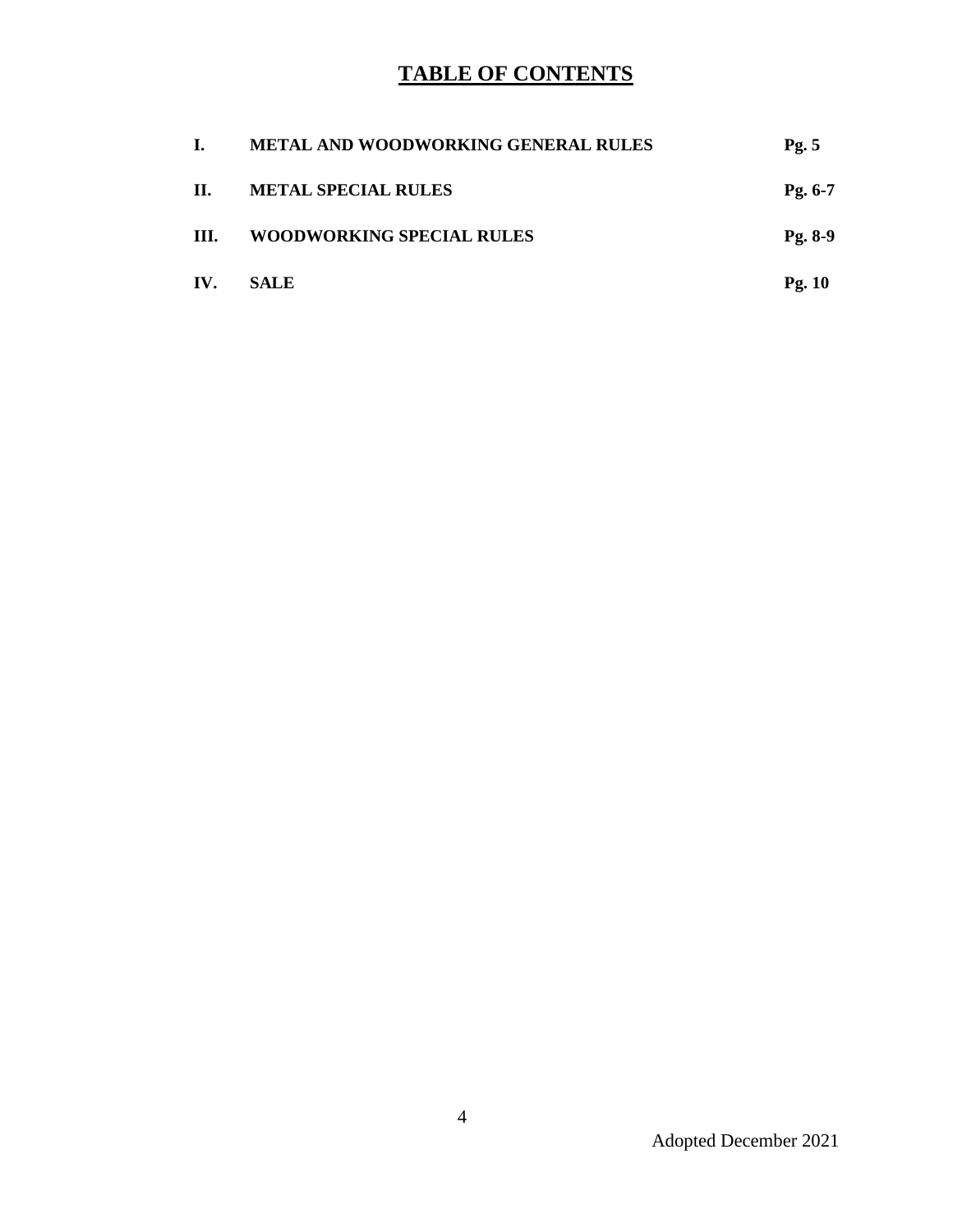# TABLE OF CONTENTS

| | | |
|---|---|---|
| **I.** | **METAL AND WOODWORKING GENERAL RULES** | **Pg. 5** |
| **II.** | **METAL SPECIAL RULES** | **Pg. 6-7** |
| **III.** | **WOODWORKING SPECIAL RULES** | **Pg. 8-9** |
| **IV.** | **SALE** | **Pg. 10** |

Adopted December 2021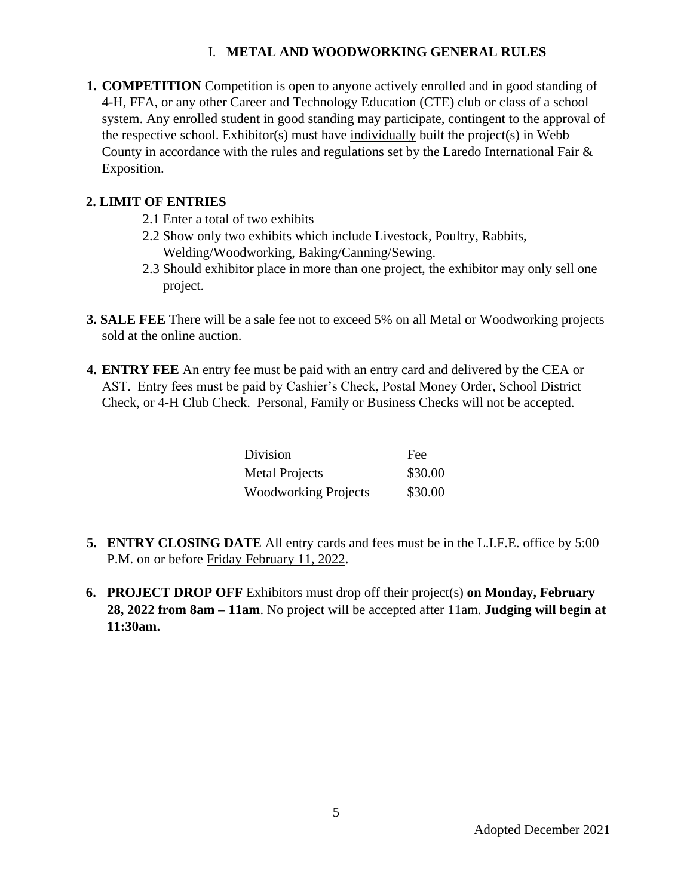## I. METAL AND WOODWORKING GENERAL RULES

1. **COMPETITION** Competition is open to anyone actively enrolled and in good standing of 4-H, FFA, or any other Career and Technology Education (CTE) club or class of a school system. Any enrolled student in good standing may participate, contingent to the approval of the respective school. Exhibitor(s) must have individually built the project(s) in Webb County in accordance with the rules and regulations set by the Laredo International Fair & Exposition.

2. **LIMIT OF ENTRIES**
   - 2.1 Enter a total of two exhibits
   - 2.2 Show only two exhibits which include Livestock, Poultry, Rabbits, Welding/Woodworking, Baking/Canning/Sewing.
   - 2.3 Should exhibitor place in more than one project, the exhibitor may only sell one project.

3. **SALE FEE** There will be a sale fee not to exceed 5% on all Metal or Woodworking projects sold at the online auction.

4. **ENTRY FEE** An entry fee must be paid with an entry card and delivered by the CEA or AST. Entry fees must be paid by Cashier's Check, Postal Money Order, School District Check, or 4-H Club Check. Personal, Family or Business Checks will not be accepted.

| Division | Fee |
|---|---|
| Metal Projects | $30.00 |
| Woodworking Projects | $30.00 |

5. **ENTRY CLOSING DATE** All entry cards and fees must be in the L.I.F.E. office by 5:00 P.M. on or before Friday February 11, 2022.

6. **PROJECT DROP OFF** Exhibitors must drop off their project(s) **on Monday, February 28, 2022 from 8am – 11am**. No project will be accepted after 11am. **Judging will begin at 11:30am.**

Adopted December 2021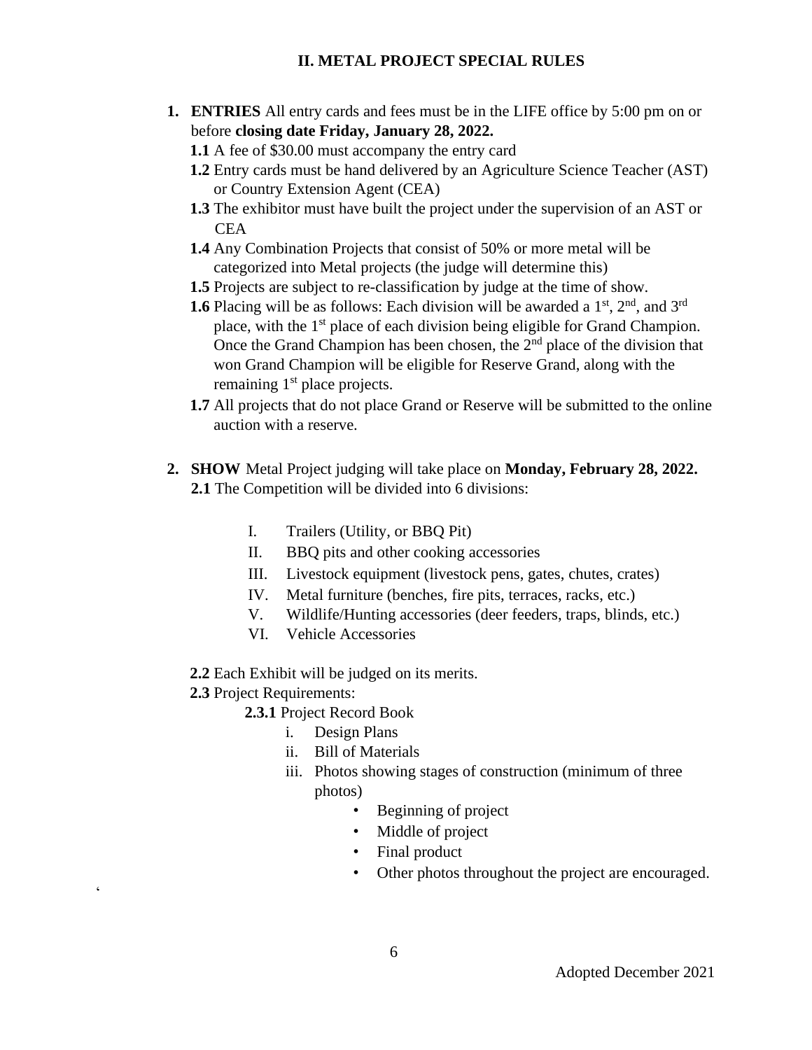## II. METAL PROJECT SPECIAL RULES

1. **ENTRIES** All entry cards and fees must be in the LIFE office by 5:00 pm on or before **closing date Friday, January 28, 2022.**
   - **1.1** A fee of $30.00 must accompany the entry card
   - **1.2** Entry cards must be hand delivered by an Agriculture Science Teacher (AST) or Country Extension Agent (CEA)
   - **1.3** The exhibitor must have built the project under the supervision of an AST or CEA
   - **1.4** Any Combination Projects that consist of 50% or more metal will be categorized into Metal projects (the judge will determine this)
   - **1.5** Projects are subject to re-classification by judge at the time of show.
   - **1.6** Placing will be as follows: Each division will be awarded a 1st, 2nd, and 3rd place, with the 1st place of each division being eligible for Grand Champion. Once the Grand Champion has been chosen, the 2nd place of the division that won Grand Champion will be eligible for Reserve Grand, along with the remaining 1st place projects.
   - **1.7** All projects that do not place Grand or Reserve will be submitted to the online auction with a reserve.

2. **SHOW** Metal Project judging will take place on **Monday, February 28, 2022.**
   - **2.1** The Competition will be divided into 6 divisions:

     I. Trailers (Utility, or BBQ Pit)
     II. BBQ pits and other cooking accessories
     III. Livestock equipment (livestock pens, gates, chutes, crates)
     IV. Metal furniture (benches, fire pits, terraces, racks, etc.)
     V. Wildlife/Hunting accessories (deer feeders, traps, blinds, etc.)
     VI. Vehicle Accessories

   - **2.2** Each Exhibit will be judged on its merits.
   - **2.3** Project Requirements:
     - **2.3.1** Project Record Book
       - i. Design Plans
       - ii. Bill of Materials
       - iii. Photos showing stages of construction (minimum of three photos)
         - Beginning of project
         - Middle of project
         - Final product
         - Other photos throughout the project are encouraged.

Adopted December 2021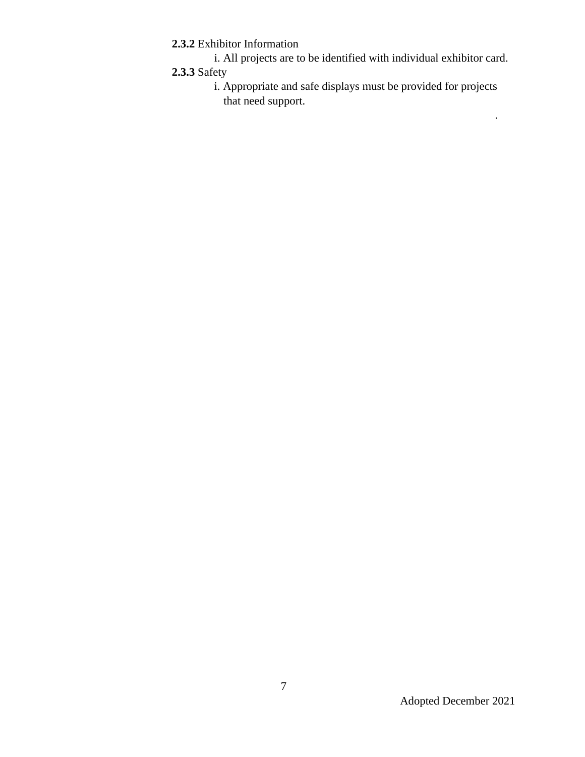**2.3.2** Exhibitor Information

i. All projects are to be identified with individual exhibitor card.

**2.3.3** Safety

i. Appropriate and safe displays must be provided for projects that need support.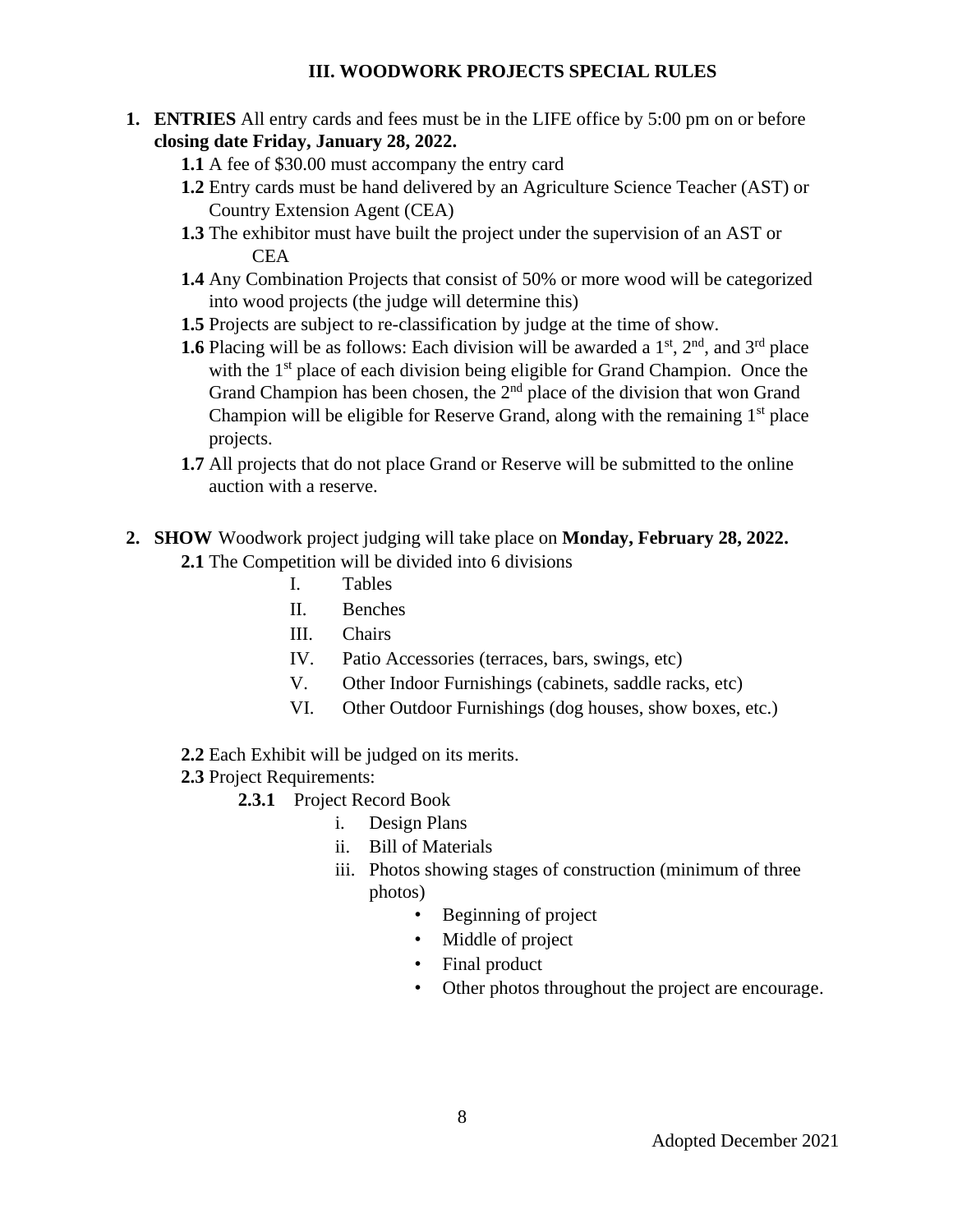## III. WOODWORK PROJECTS SPECIAL RULES

1. **ENTRIES** All entry cards and fees must be in the LIFE office by 5:00 pm on or before **closing date Friday, January 28, 2022.**
   - **1.1** A fee of $30.00 must accompany the entry card
   - **1.2** Entry cards must be hand delivered by an Agriculture Science Teacher (AST) or Country Extension Agent (CEA)
   - **1.3** The exhibitor must have built the project under the supervision of an AST or CEA
   - **1.4** Any Combination Projects that consist of 50% or more wood will be categorized into wood projects (the judge will determine this)
   - **1.5** Projects are subject to re-classification by judge at the time of show.
   - **1.6** Placing will be as follows: Each division will be awarded a 1st, 2nd, and 3rd place with the 1st place of each division being eligible for Grand Champion. Once the Grand Champion has been chosen, the 2nd place of the division that won Grand Champion will be eligible for Reserve Grand, along with the remaining 1st place projects.
   - **1.7** All projects that do not place Grand or Reserve will be submitted to the online auction with a reserve.

2. **SHOW** Woodwork project judging will take place on **Monday, February 28, 2022.**
   - **2.1** The Competition will be divided into 6 divisions
     - I. Tables
     - II. Benches
     - III. Chairs
     - IV. Patio Accessories (terraces, bars, swings, etc)
     - V. Other Indoor Furnishings (cabinets, saddle racks, etc)
     - VI. Other Outdoor Furnishings (dog houses, show boxes, etc.)
   - **2.2** Each Exhibit will be judged on its merits.
   - **2.3** Project Requirements:
     - **2.3.1** Project Record Book
       - i. Design Plans
       - ii. Bill of Materials
       - iii. Photos showing stages of construction (minimum of three photos)
         - Beginning of project
         - Middle of project
         - Final product
         - Other photos throughout the project are encourage.

Adopted December 2021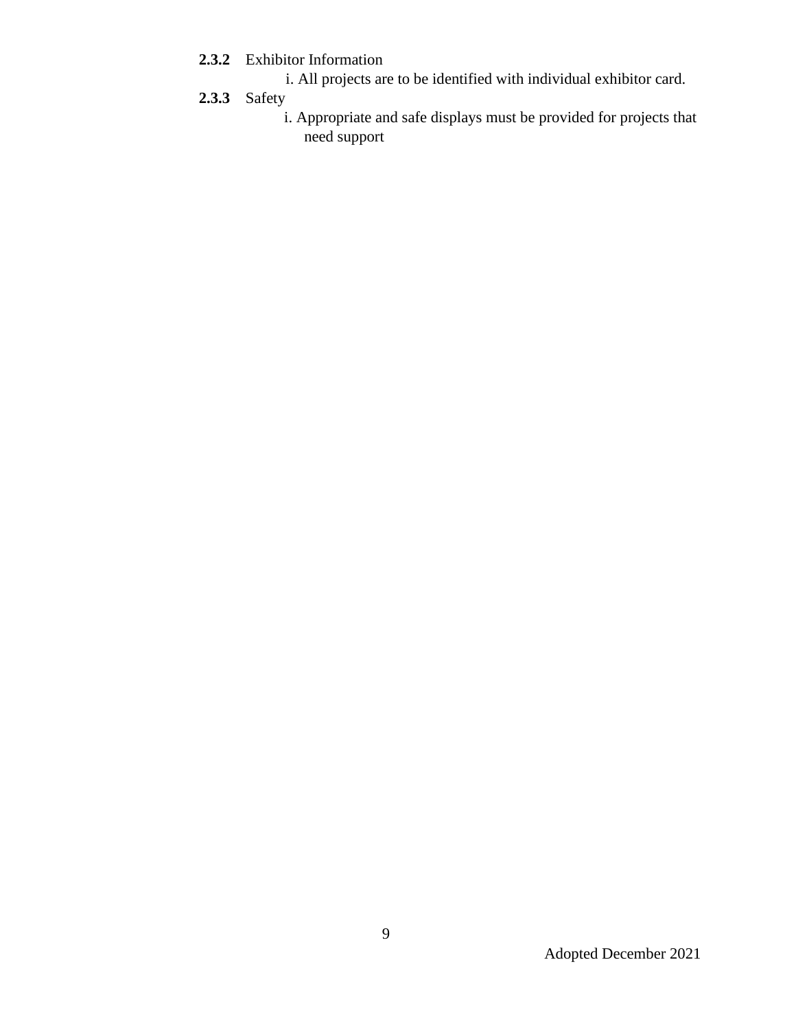**2.3.2** Exhibitor Information

i. All projects are to be identified with individual exhibitor card.

**2.3.3** Safety

i. Appropriate and safe displays must be provided for projects that need support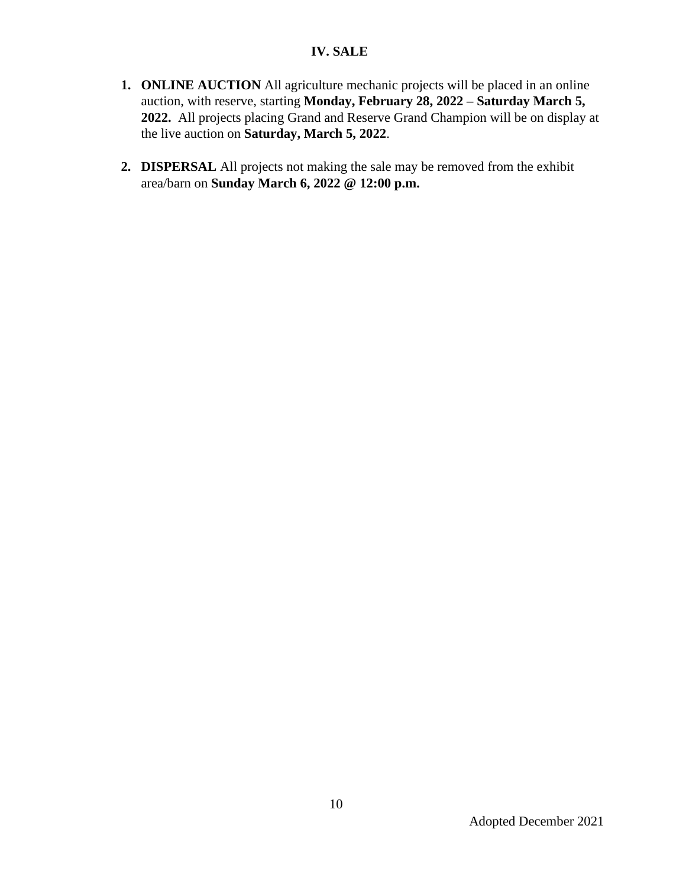## IV. SALE

1. **ONLINE AUCTION** All agriculture mechanic projects will be placed in an online auction, with reserve, starting **Monday, February 28, 2022 – Saturday March 5, 2022.** All projects placing Grand and Reserve Grand Champion will be on display at the live auction on **Saturday, March 5, 2022**.

2. **DISPERSAL** All projects not making the sale may be removed from the exhibit area/barn on **Sunday March 6, 2022 @ 12:00 p.m.**

Adopted December 2021